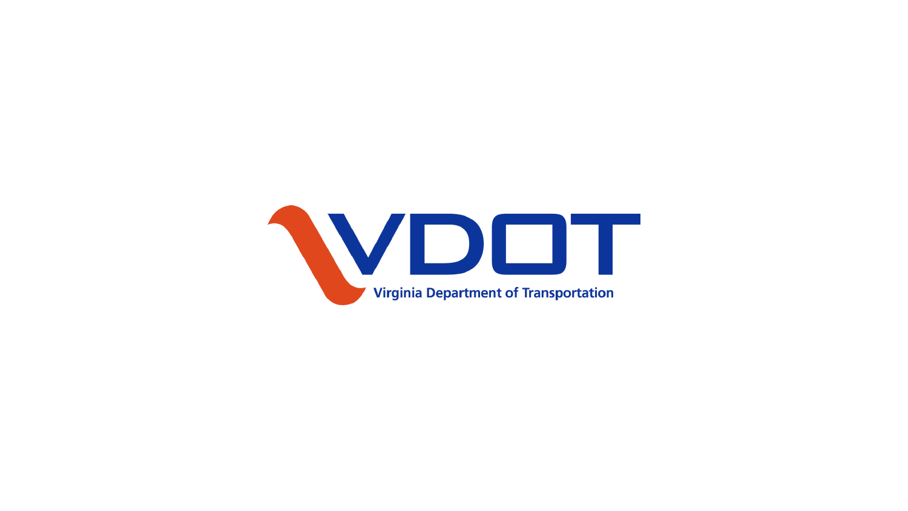VDOT

Virginia Department of Transportation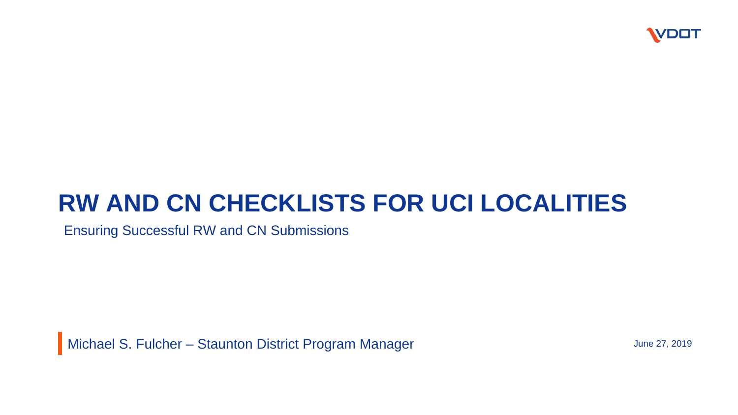# RW AND CN CHECKLISTS FOR UCI LOCALITIES

Ensuring Successful RW and CN Submissions

Michael S. Fulcher – Staunton District Program Manager

June 27, 2019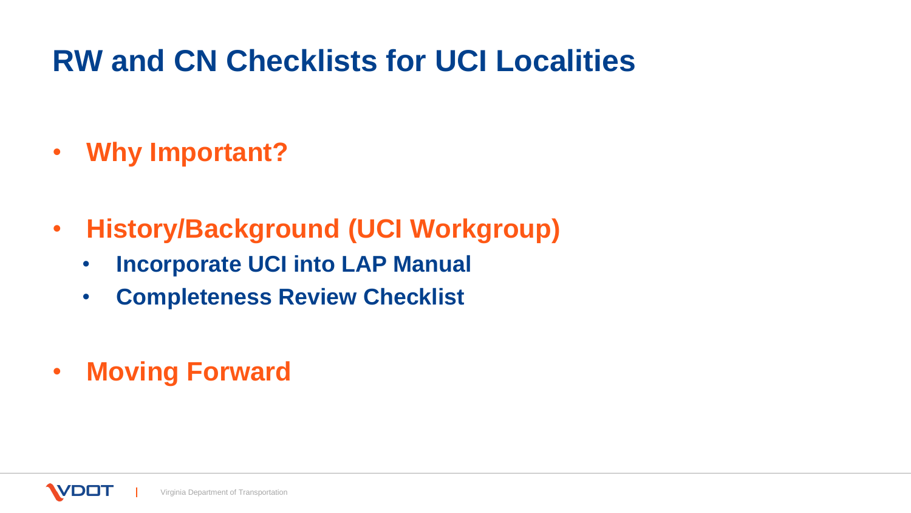# RW and CN Checklists for UCI Localities

- **Why Important?**
- **History/Background (UCI Workgroup)**
  - **Incorporate UCI into LAP Manual**
  - **Completeness Review Checklist**
- **Moving Forward**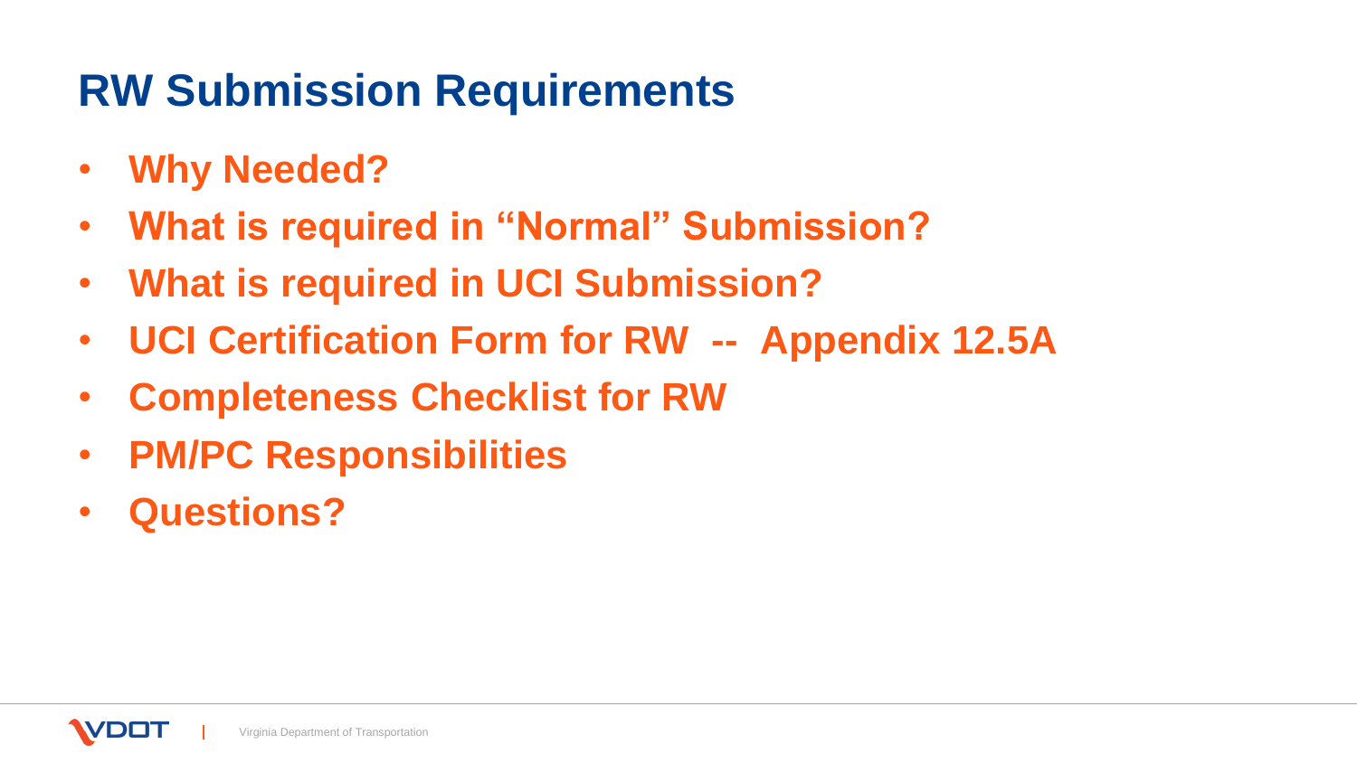# RW Submission Requirements

- **Why Needed?**
- **What is required in "Normal" Submission?**
- **What is required in UCI Submission?**
- **UCI Certification Form for RW -- Appendix 12.5A**
- **Completeness Checklist for RW**
- **PM/PC Responsibilities**
- **Questions?**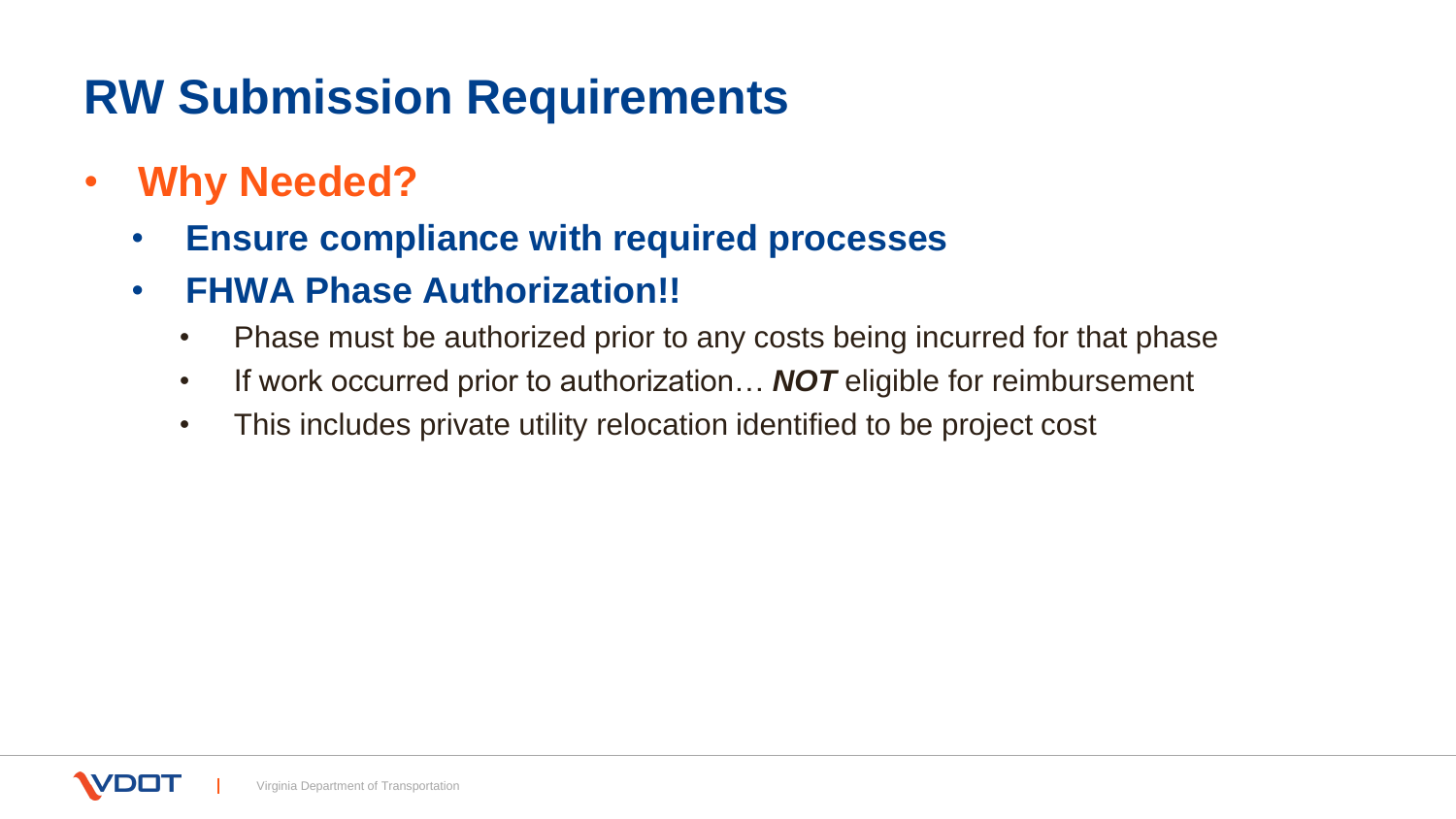# RW Submission Requirements

- **Why Needed?**
  - **Ensure compliance with required processes**
  - **FHWA Phase Authorization!!**
    - Phase must be authorized prior to any costs being incurred for that phase
    - If work occurred prior to authorization… ***NOT*** eligible for reimbursement
    - This includes private utility relocation identified to be project cost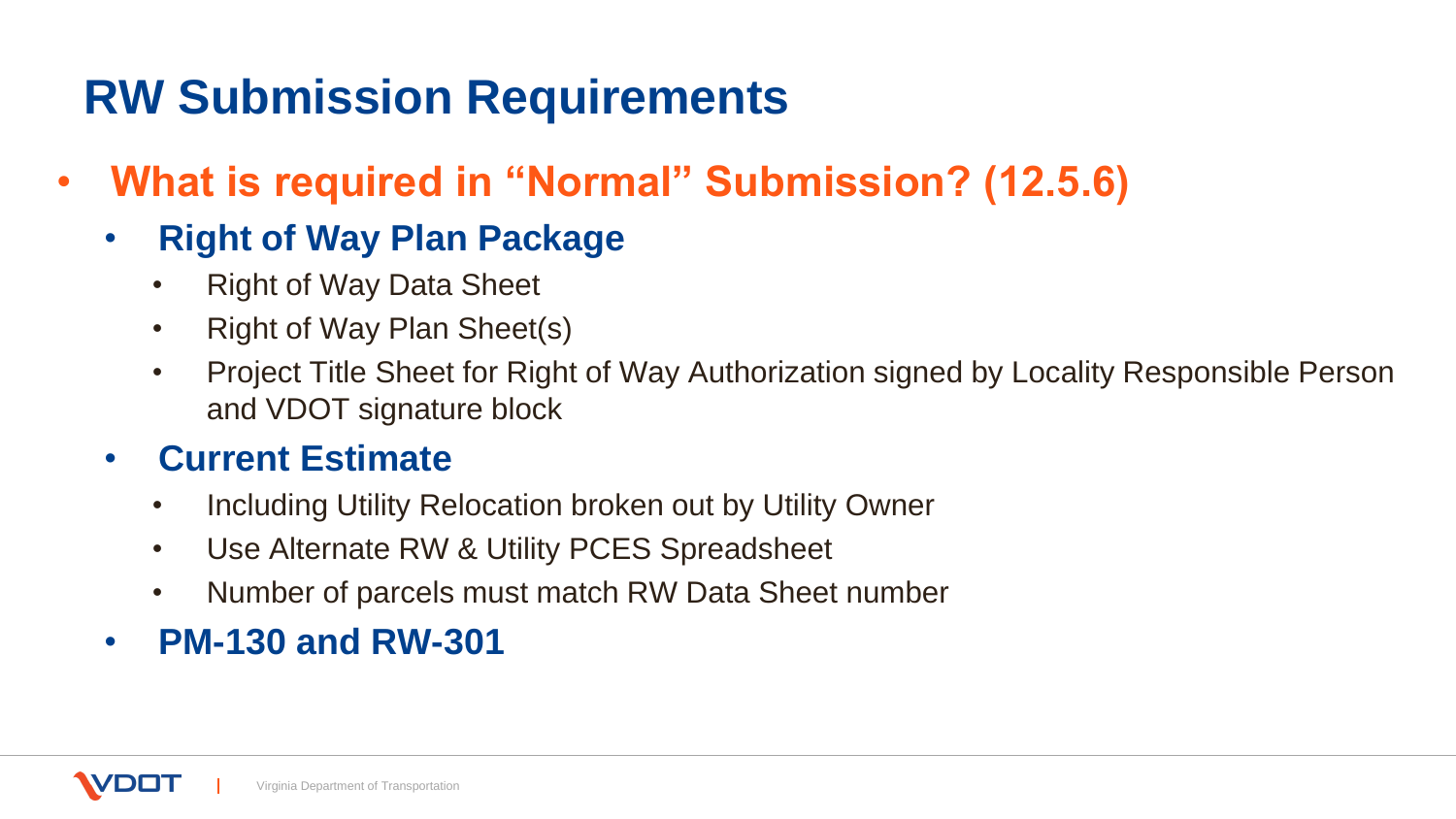# RW Submission Requirements

- **What is required in "Normal" Submission? (12.5.6)**
  - **Right of Way Plan Package**
    - Right of Way Data Sheet
    - Right of Way Plan Sheet(s)
    - Project Title Sheet for Right of Way Authorization signed by Locality Responsible Person and VDOT signature block
  - **Current Estimate**
    - Including Utility Relocation broken out by Utility Owner
    - Use Alternate RW & Utility PCES Spreadsheet
    - Number of parcels must match RW Data Sheet number
  - **PM-130 and RW-301**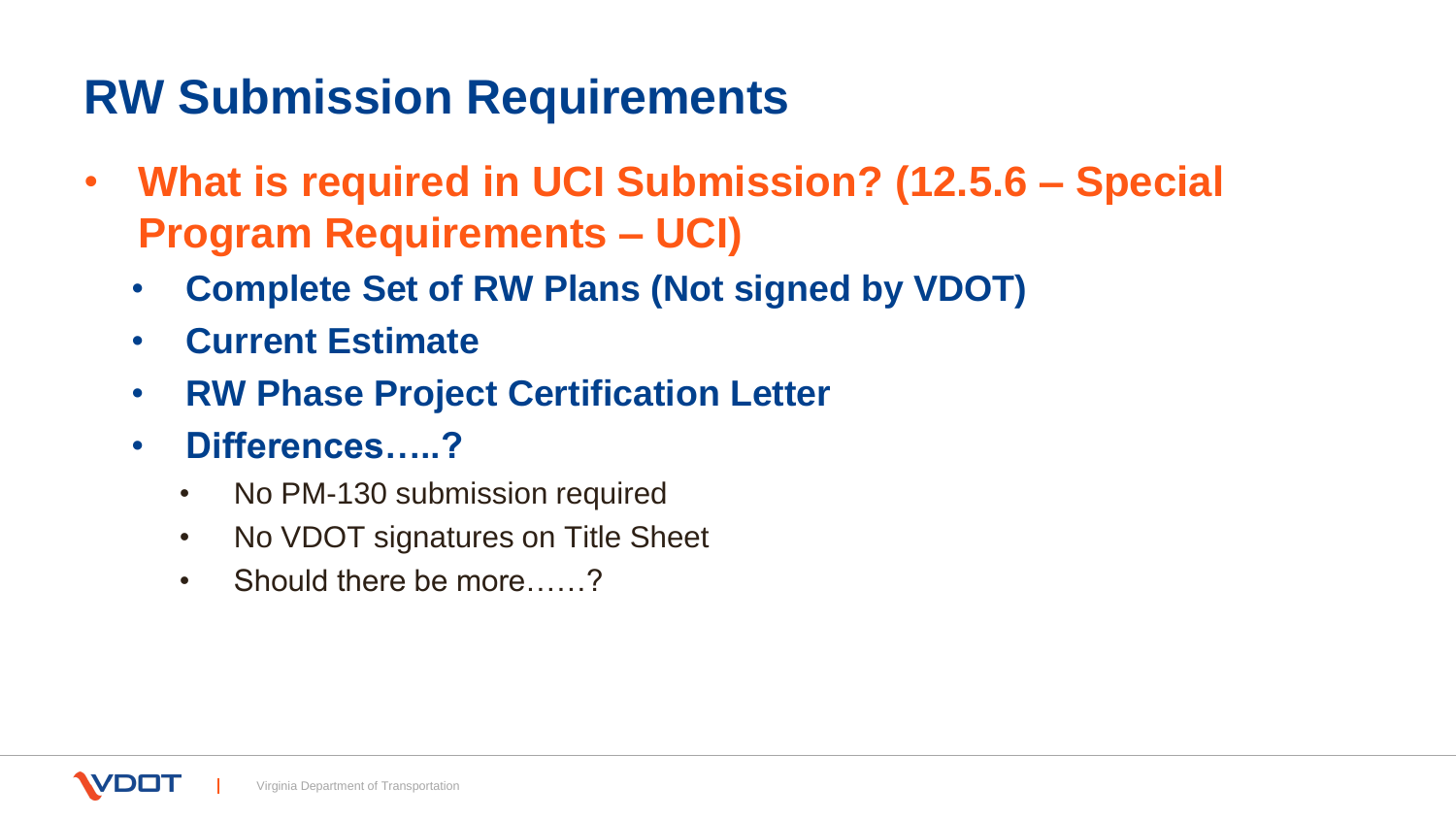# RW Submission Requirements

- **What is required in UCI Submission? (12.5.6 – Special Program Requirements – UCI)**
  - **Complete Set of RW Plans (Not signed by VDOT)**
  - **Current Estimate**
  - **RW Phase Project Certification Letter**
  - **Differences…..?**
    - No PM-130 submission required
    - No VDOT signatures on Title Sheet
    - Should there be more……?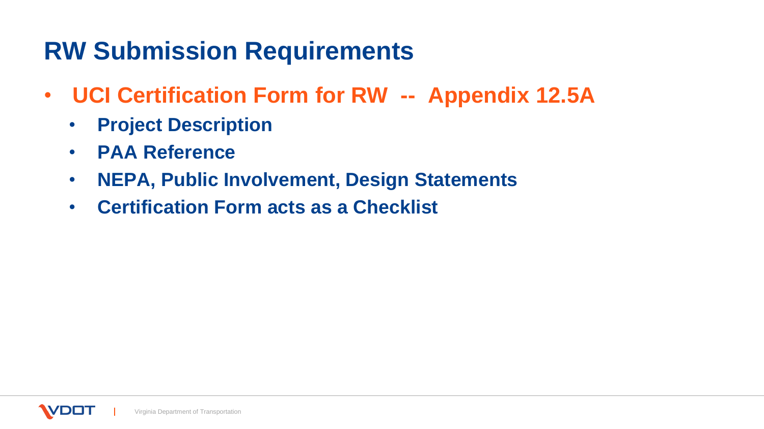# RW Submission Requirements

- **UCI Certification Form for RW -- Appendix 12.5A**
  - **Project Description**
  - **PAA Reference**
  - **NEPA, Public Involvement, Design Statements**
  - **Certification Form acts as a Checklist**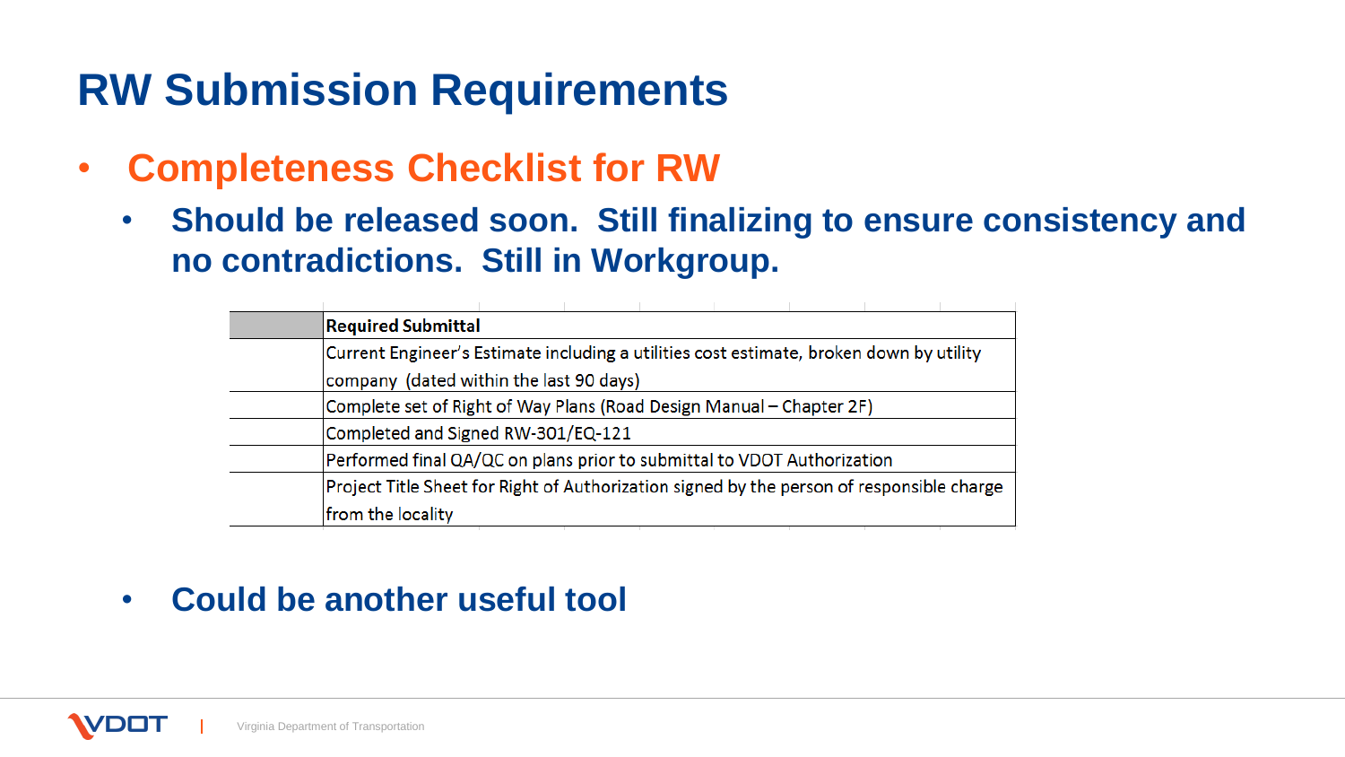# RW Submission Requirements

- **Completeness Checklist for RW**
  - **Should be released soon. Still finalizing to ensure consistency and no contradictions. Still in Workgroup.**

| | **Required Submittal** |
|---|---|
| | Current Engineer's Estimate including a utilities cost estimate, broken down by utility company (dated within the last 90 days) |
| | Complete set of Right of Way Plans (Road Design Manual – Chapter 2F) |
| | Completed and Signed RW-301/EQ-121 |
| | Performed final QA/QC on plans prior to submittal to VDOT Authorization |
| | Project Title Sheet for Right of Authorization signed by the person of responsible charge from the locality |

  - **Could be another useful tool**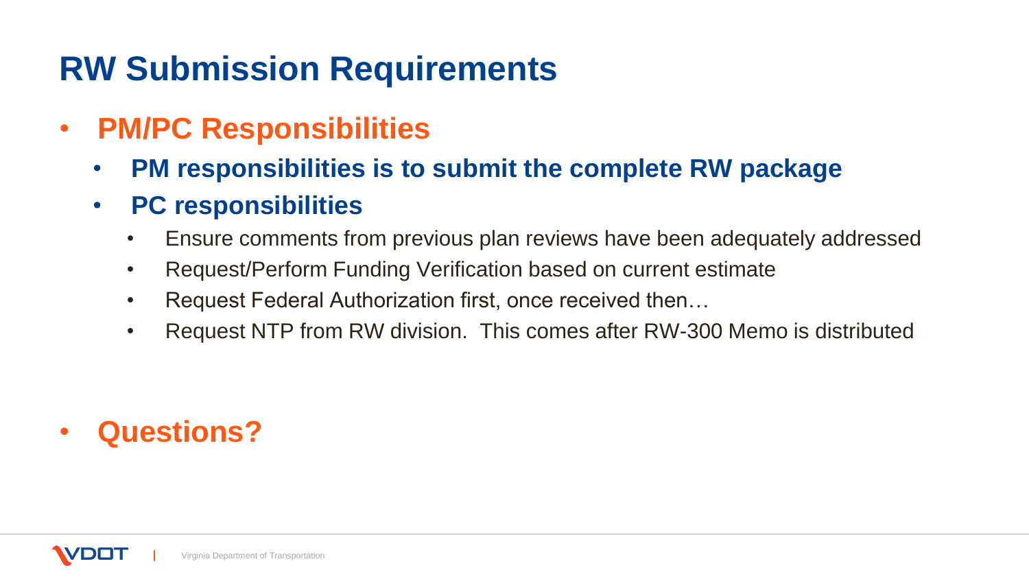# RW Submission Requirements

- **PM/PC Responsibilities**
  - **PM responsibilities is to submit the complete RW package**
  - **PC responsibilities**
    - Ensure comments from previous plan reviews have been adequately addressed
    - Request/Perform Funding Verification based on current estimate
    - Request Federal Authorization first, once received then…
    - Request NTP from RW division. This comes after RW-300 Memo is distributed

- **Questions?**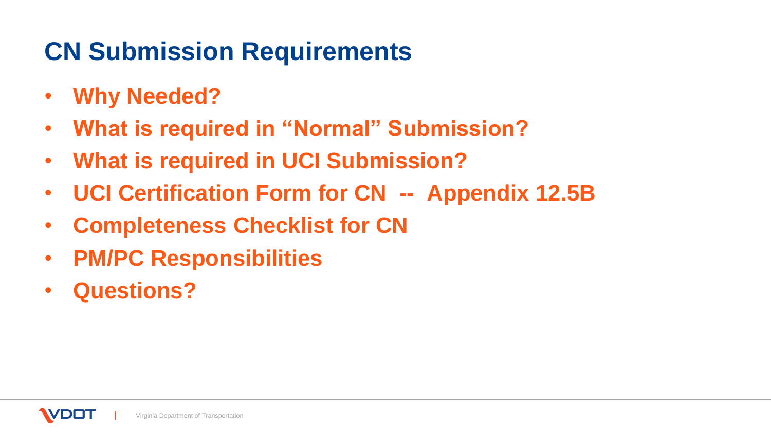# CN Submission Requirements

- **Why Needed?**
- **What is required in "Normal" Submission?**
- **What is required in UCI Submission?**
- **UCI Certification Form for CN -- Appendix 12.5B**
- **Completeness Checklist for CN**
- **PM/PC Responsibilities**
- **Questions?**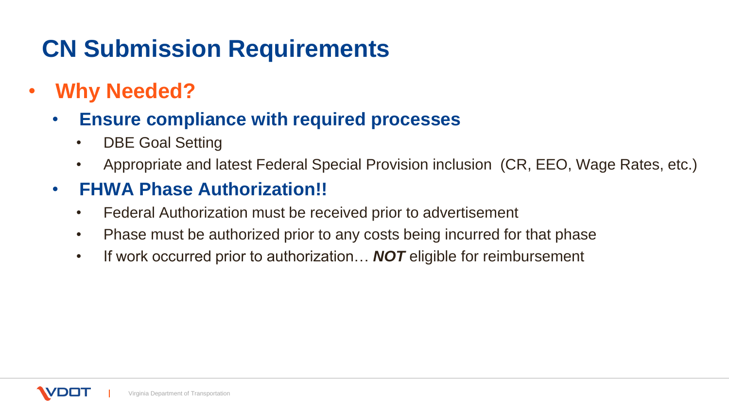# CN Submission Requirements

- **Why Needed?**
  - **Ensure compliance with required processes**
    - DBE Goal Setting
    - Appropriate and latest Federal Special Provision inclusion (CR, EEO, Wage Rates, etc.)
  - **FHWA Phase Authorization!!**
    - Federal Authorization must be received prior to advertisement
    - Phase must be authorized prior to any costs being incurred for that phase
    - If work occurred prior to authorization… ***NOT*** eligible for reimbursement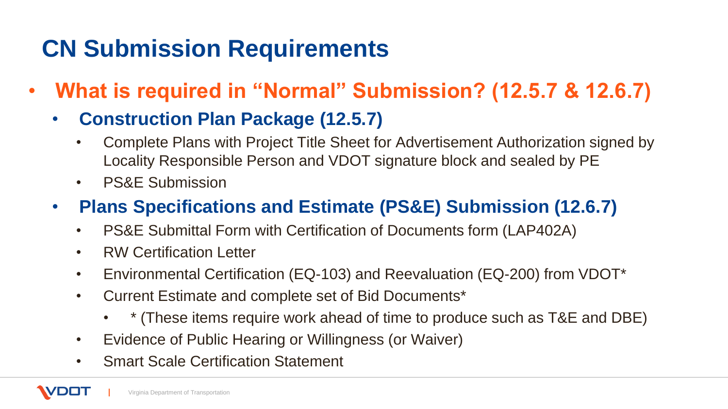# CN Submission Requirements

- **What is required in "Normal" Submission? (12.5.7 & 12.6.7)**
  - **Construction Plan Package (12.5.7)**
    - Complete Plans with Project Title Sheet for Advertisement Authorization signed by Locality Responsible Person and VDOT signature block and sealed by PE
    - PS&E Submission
  - **Plans Specifications and Estimate (PS&E) Submission (12.6.7)**
    - PS&E Submittal Form with Certification of Documents form (LAP402A)
    - RW Certification Letter
    - Environmental Certification (EQ-103) and Reevaluation (EQ-200) from VDOT*
    - Current Estimate and complete set of Bid Documents*
      - * (These items require work ahead of time to produce such as T&E and DBE)
    - Evidence of Public Hearing or Willingness (or Waiver)
    - Smart Scale Certification Statement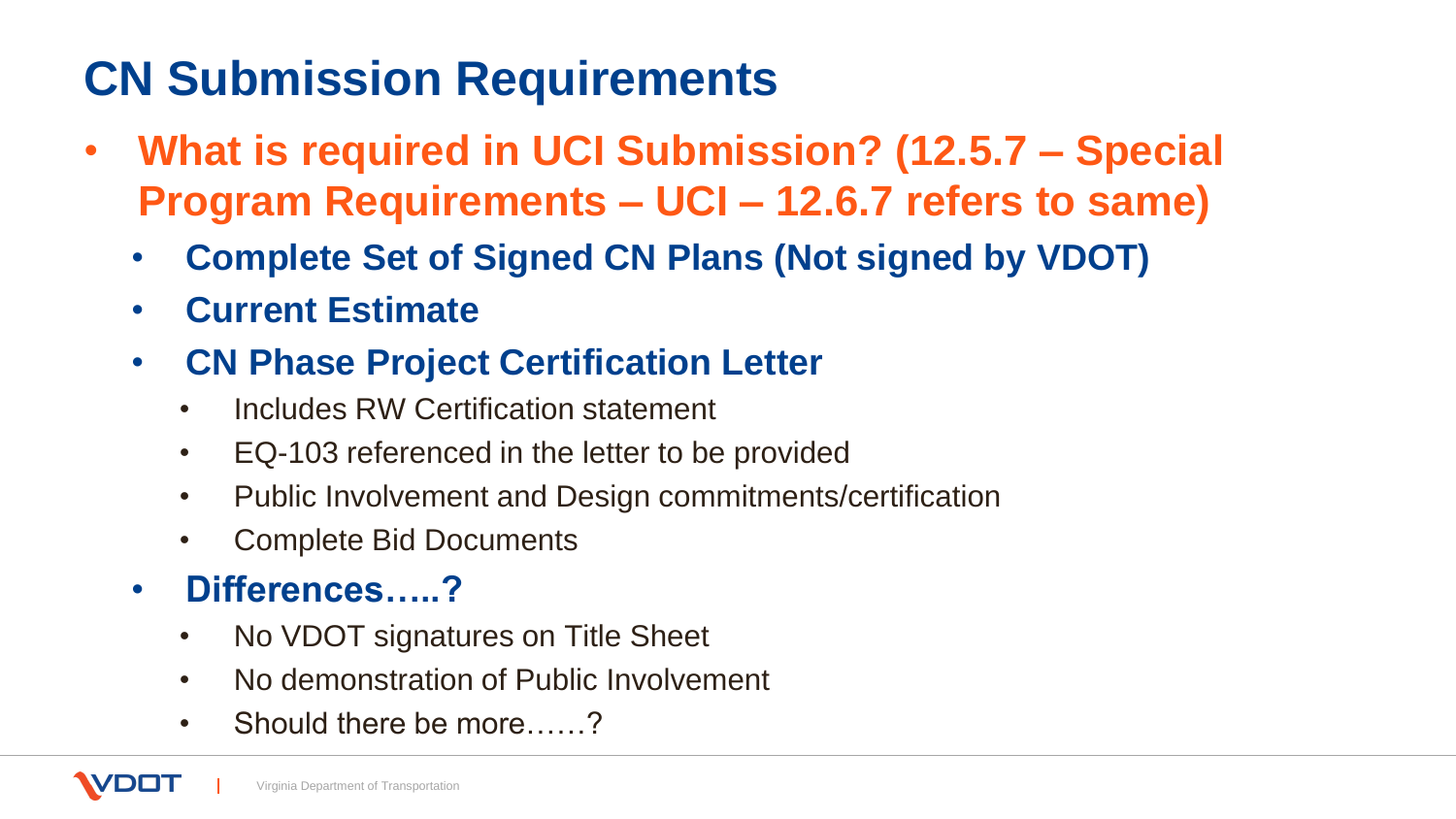# CN Submission Requirements

- **What is required in UCI Submission? (12.5.7 – Special Program Requirements – UCI – 12.6.7 refers to same)**
  - **Complete Set of Signed CN Plans (Not signed by VDOT)**
  - **Current Estimate**
  - **CN Phase Project Certification Letter**
    - Includes RW Certification statement
    - EQ-103 referenced in the letter to be provided
    - Public Involvement and Design commitments/certification
    - Complete Bid Documents
  - **Differences…..?**
    - No VDOT signatures on Title Sheet
    - No demonstration of Public Involvement
    - Should there be more……?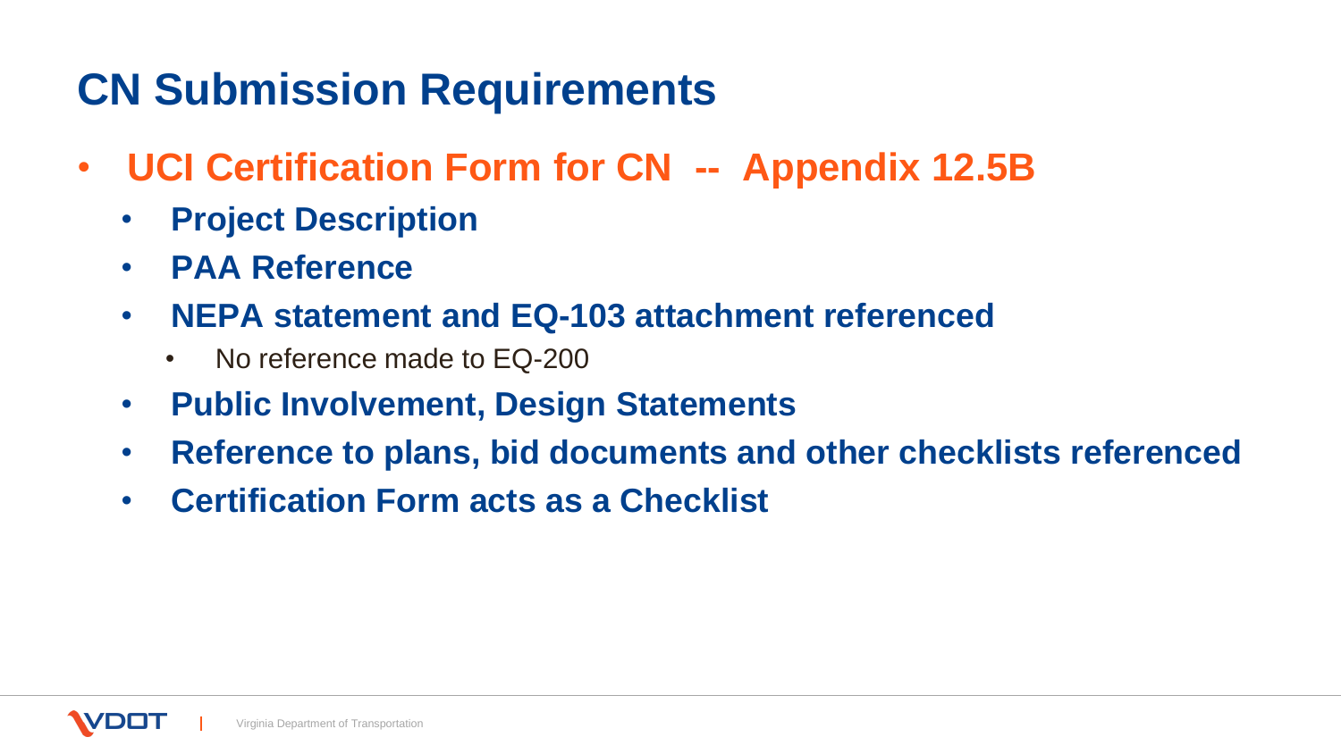# CN Submission Requirements

- **UCI Certification Form for CN -- Appendix 12.5B**
  - **Project Description**
  - **PAA Reference**
  - **NEPA statement and EQ-103 attachment referenced**
    - No reference made to EQ-200
  - **Public Involvement, Design Statements**
  - **Reference to plans, bid documents and other checklists referenced**
  - **Certification Form acts as a Checklist**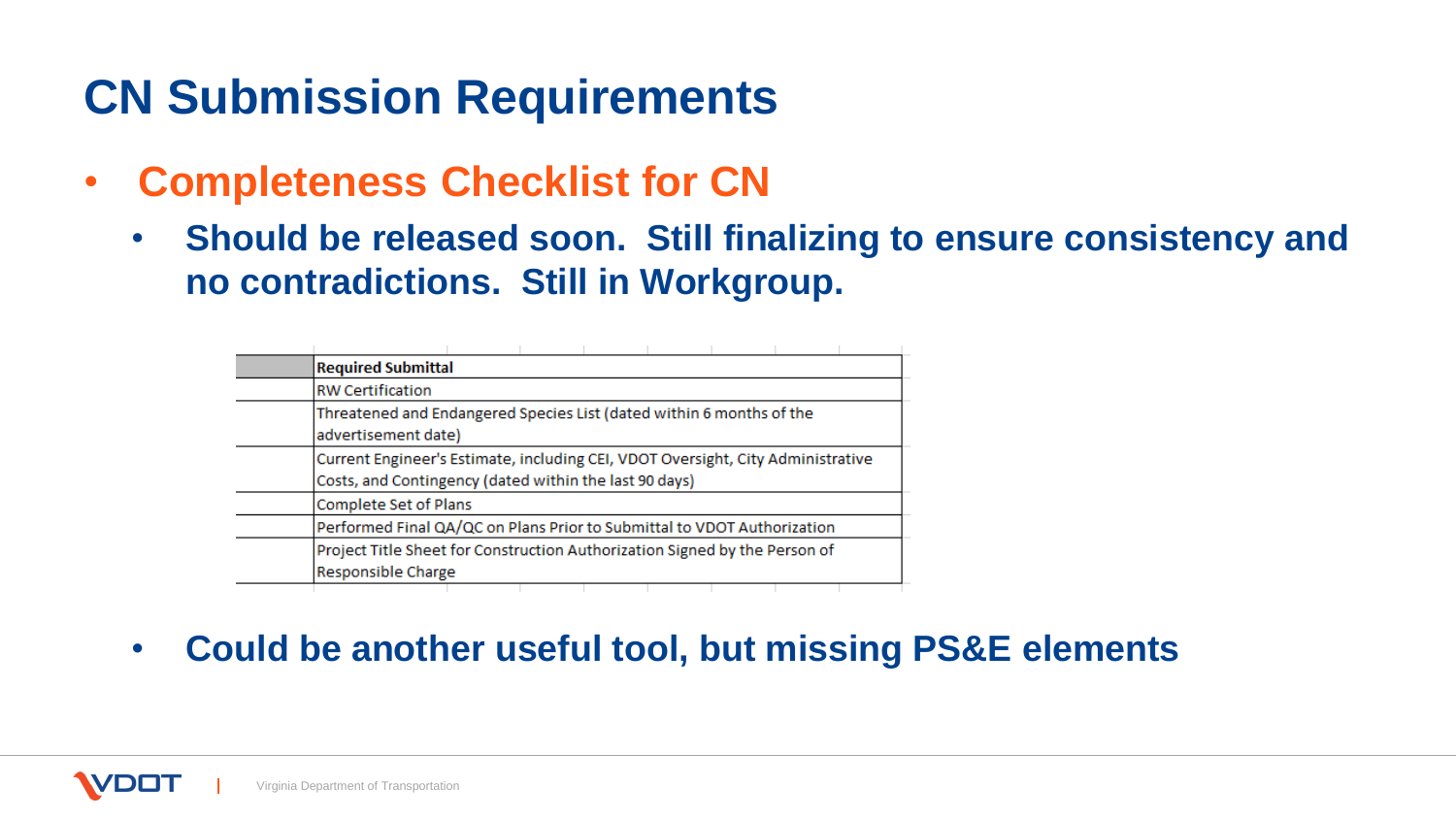# CN Submission Requirements

- **Completeness Checklist for CN**
  - **Should be released soon. Still finalizing to ensure consistency and no contradictions. Still in Workgroup.**

| | **Required Submittal** |
|---|---|
| | RW Certification |
| | Threatened and Endangered Species List (dated within 6 months of the advertisement date) |
| | Current Engineer's Estimate, including CEI, VDOT Oversight, City Administrative Costs, and Contingency (dated within the last 90 days) |
| | Complete Set of Plans |
| | Performed Final QA/QC on Plans Prior to Submittal to VDOT Authorization |
| | Project Title Sheet for Construction Authorization Signed by the Person of Responsible Charge |

  - **Could be another useful tool, but missing PS&E elements**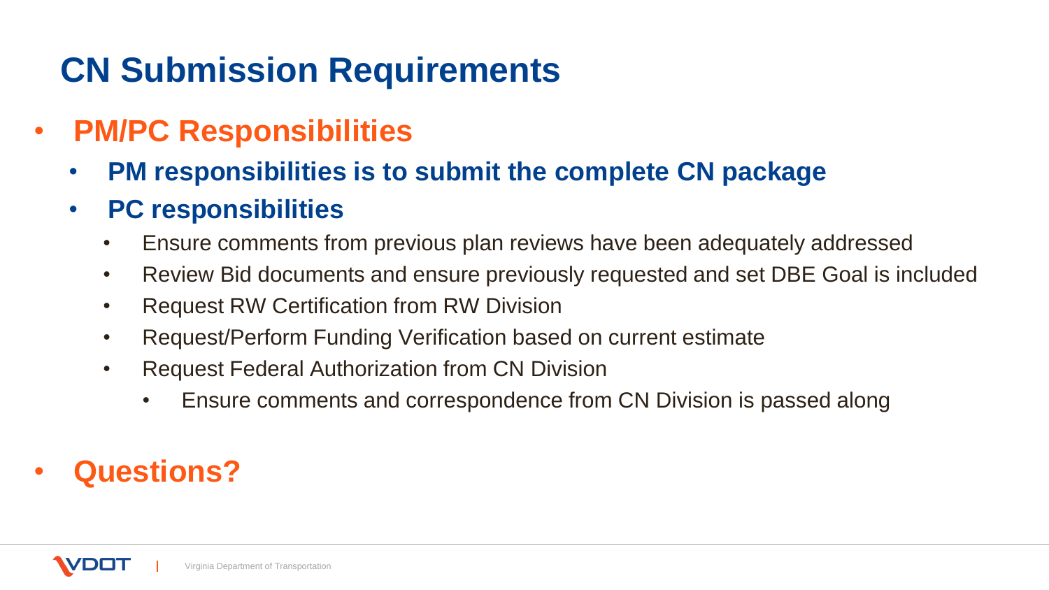# CN Submission Requirements

- **PM/PC Responsibilities**
  - **PM responsibilities is to submit the complete CN package**
  - **PC responsibilities**
    - Ensure comments from previous plan reviews have been adequately addressed
    - Review Bid documents and ensure previously requested and set DBE Goal is included
    - Request RW Certification from RW Division
    - Request/Perform Funding Verification based on current estimate
    - Request Federal Authorization from CN Division
      - Ensure comments and correspondence from CN Division is passed along

- **Questions?**